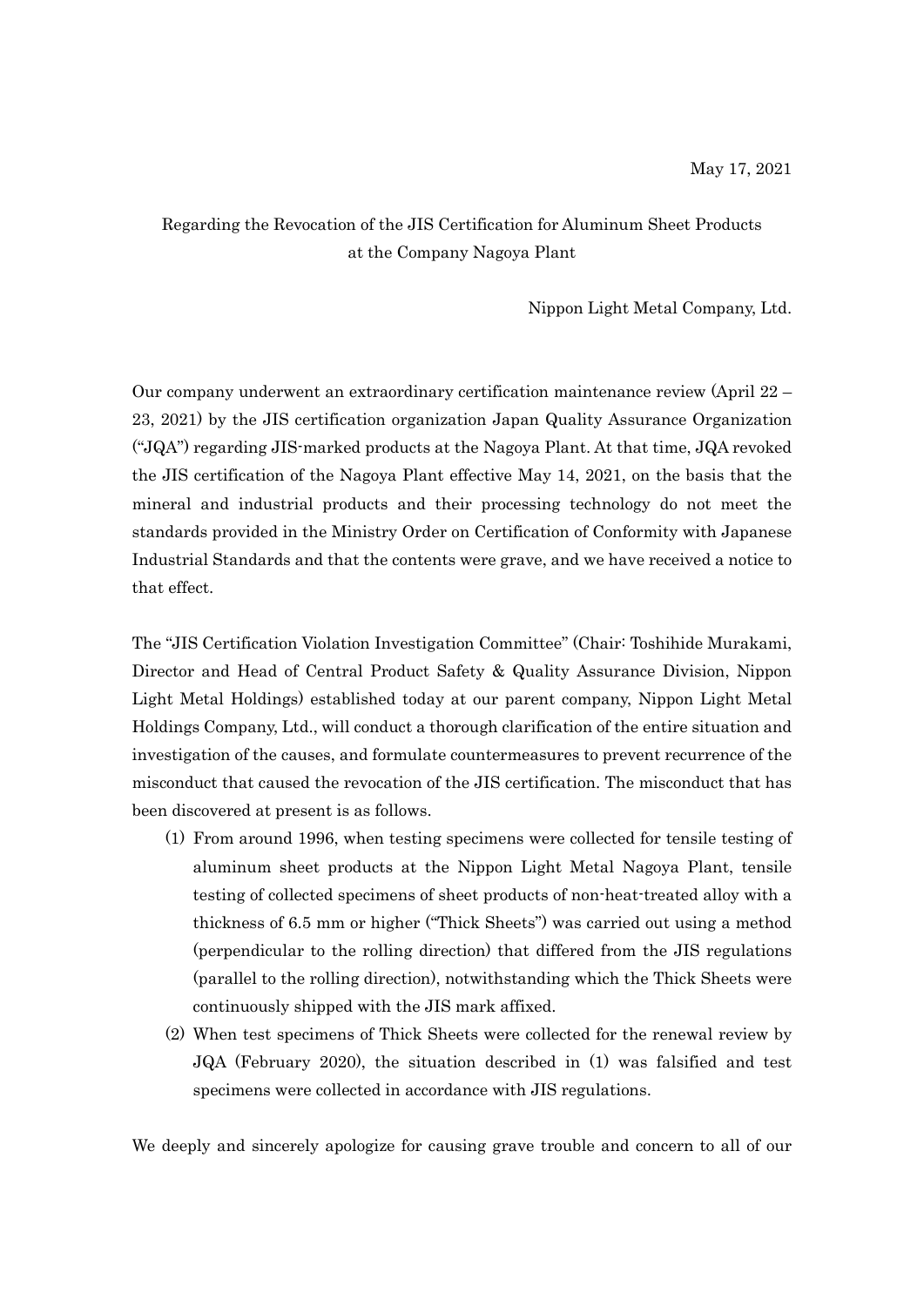May 17, 2021

# Regarding the Revocation of the JIS Certification for Aluminum Sheet Products at the Company Nagoya Plant

Nippon Light Metal Company, Ltd.

Our company underwent an extraordinary certification maintenance review (April 22 – 23, 2021) by the JIS certification organization Japan Quality Assurance Organization ("JQA") regarding JIS-marked products at the Nagoya Plant. At that time, JQA revoked the JIS certification of the Nagoya Plant effective May 14, 2021, on the basis that the mineral and industrial products and their processing technology do not meet the standards provided in the Ministry Order on Certification of Conformity with Japanese Industrial Standards and that the contents were grave, and we have received a notice to that effect.

The "JIS Certification Violation Investigation Committee" (Chair: Toshihide Murakami, Director and Head of Central Product Safety & Quality Assurance Division, Nippon Light Metal Holdings) established today at our parent company, Nippon Light Metal Holdings Company, Ltd., will conduct a thorough clarification of the entire situation and investigation of the causes, and formulate countermeasures to prevent recurrence of the misconduct that caused the revocation of the JIS certification. The misconduct that has been discovered at present is as follows.

(1) From around 1996, when testing specimens were collected for tensile testing of aluminum sheet products at the Nippon Light Metal Nagoya Plant, tensile testing of collected specimens of sheet products of non-heat-treated alloy with a thickness of 6.5 mm or higher ("Thick Sheets") was carried out using a method (perpendicular to the rolling direction) that differed from the JIS regulations (parallel to the rolling direction), notwithstanding which the Thick Sheets were continuously shipped with the JIS mark affixed.

(2) When test specimens of Thick Sheets were collected for the renewal review by JQA (February 2020), the situation described in (1) was falsified and test specimens were collected in accordance with JIS regulations.

We deeply and sincerely apologize for causing grave trouble and concern to all of our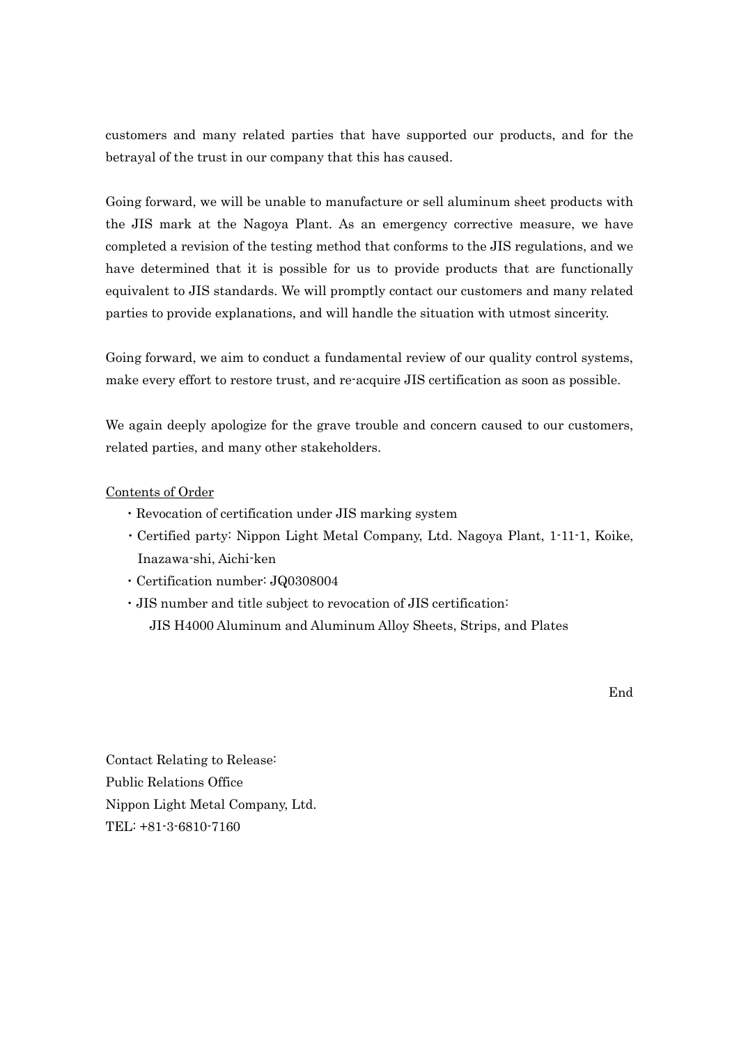customers and many related parties that have supported our products, and for the betrayal of the trust in our company that this has caused.

Going forward, we will be unable to manufacture or sell aluminum sheet products with the JIS mark at the Nagoya Plant. As an emergency corrective measure, we have completed a revision of the testing method that conforms to the JIS regulations, and we have determined that it is possible for us to provide products that are functionally equivalent to JIS standards. We will promptly contact our customers and many related parties to provide explanations, and will handle the situation with utmost sincerity.

Going forward, we aim to conduct a fundamental review of our quality control systems, make every effort to restore trust, and re-acquire JIS certification as soon as possible.

We again deeply apologize for the grave trouble and concern caused to our customers, related parties, and many other stakeholders.

<u>Contents of Order</u>

- Revocation of certification under JIS marking system
- Certified party: Nippon Light Metal Company, Ltd. Nagoya Plant, 1-11-1, Koike, Inazawa-shi, Aichi-ken
- Certification number: JQ0308004
- JIS number and title subject to revocation of JIS certification:
  JIS H4000 Aluminum and Aluminum Alloy Sheets, Strips, and Plates

End

Contact Relating to Release:
Public Relations Office
Nippon Light Metal Company, Ltd.
TEL: +81-3-6810-7160